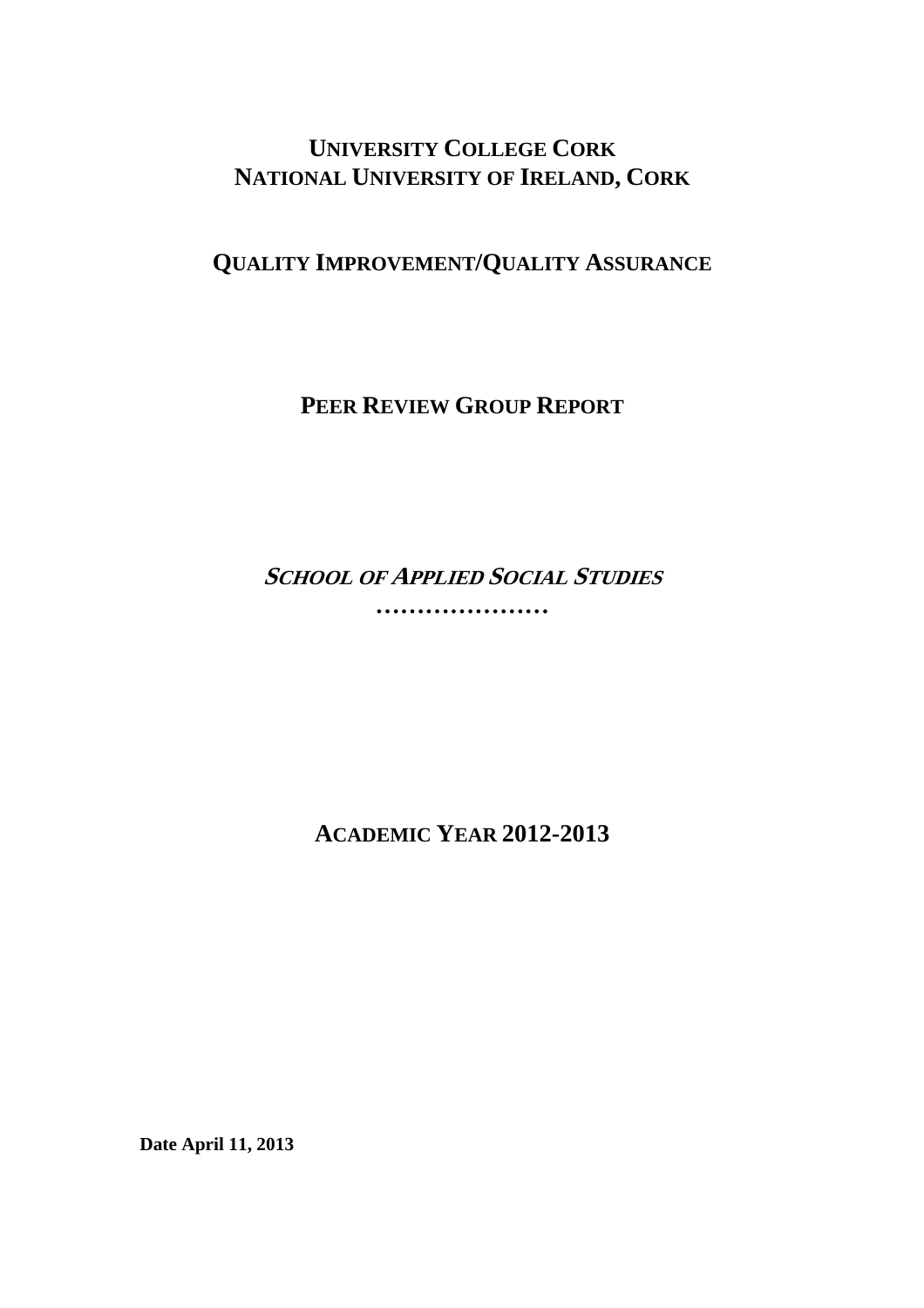# UNIVERSITY COLLEGE CORK
# NATIONAL UNIVERSITY OF IRELAND, CORK

## QUALITY IMPROVEMENT/QUALITY ASSURANCE

## PEER REVIEW GROUP REPORT

## *SCHOOL OF APPLIED SOCIAL STUDIES*

…………………

## ACADEMIC YEAR 2012-2013

**Date April 11, 2013**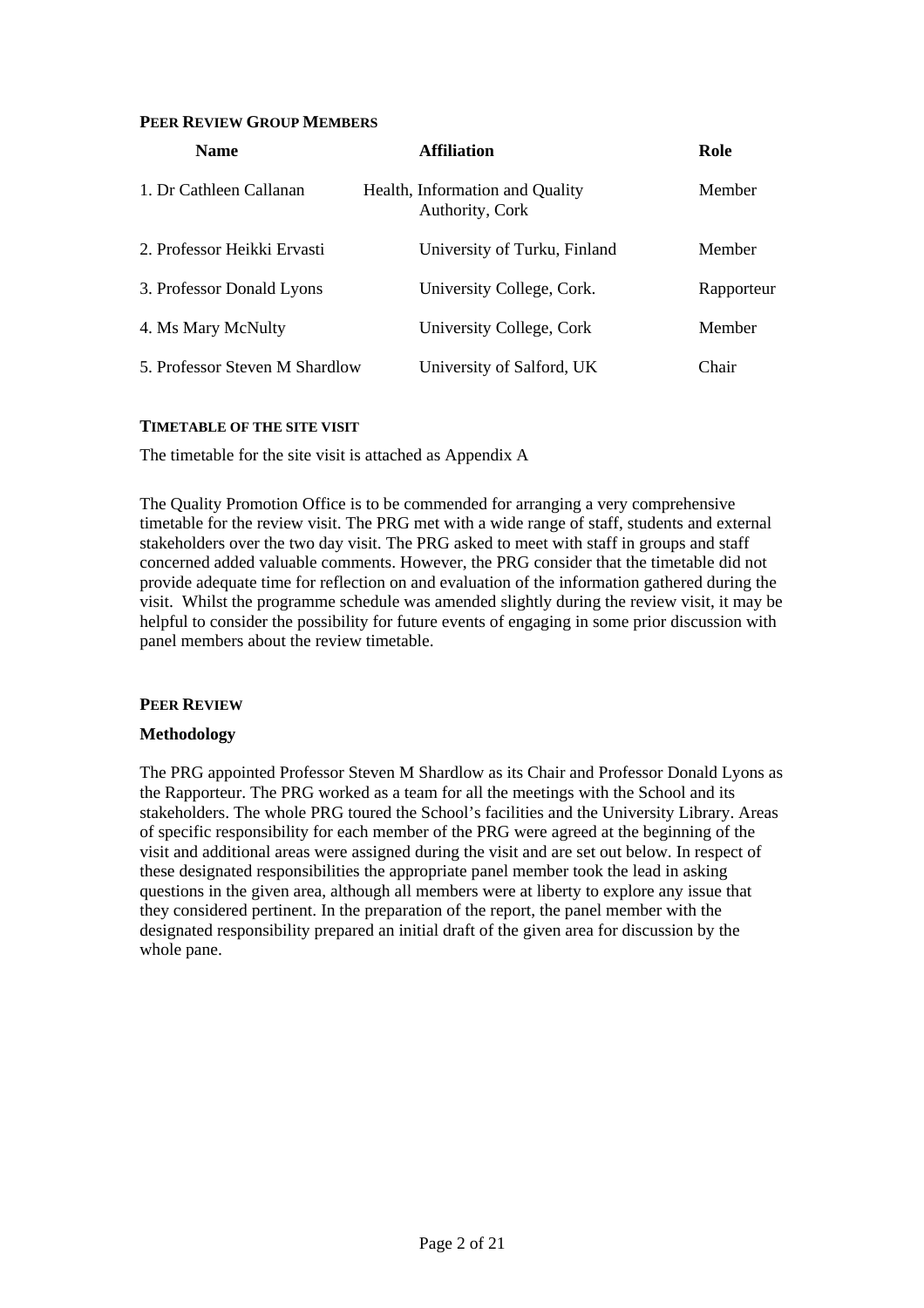**PEER REVIEW GROUP MEMBERS**

| Name | Affiliation | Role |
| --- | --- | --- |
| 1. Dr Cathleen Callanan | Health, Information and Quality Authority, Cork | Member |
| 2. Professor Heikki Ervasti | University of Turku, Finland | Member |
| 3. Professor Donald Lyons | University College, Cork. | Rapporteur |
| 4. Ms Mary McNulty | University College, Cork | Member |
| 5. Professor Steven M Shardlow | University of Salford, UK | Chair |

**TIMETABLE OF THE SITE VISIT**

The timetable for the site visit is attached as Appendix A

The Quality Promotion Office is to be commended for arranging a very comprehensive timetable for the review visit. The PRG met with a wide range of staff, students and external stakeholders over the two day visit. The PRG asked to meet with staff in groups and staff concerned added valuable comments. However, the PRG consider that the timetable did not provide adequate time for reflection on and evaluation of the information gathered during the visit. Whilst the programme schedule was amended slightly during the review visit, it may be helpful to consider the possibility for future events of engaging in some prior discussion with panel members about the review timetable.

**PEER REVIEW**

**Methodology**

The PRG appointed Professor Steven M Shardlow as its Chair and Professor Donald Lyons as the Rapporteur. The PRG worked as a team for all the meetings with the School and its stakeholders. The whole PRG toured the School's facilities and the University Library. Areas of specific responsibility for each member of the PRG were agreed at the beginning of the visit and additional areas were assigned during the visit and are set out below. In respect of these designated responsibilities the appropriate panel member took the lead in asking questions in the given area, although all members were at liberty to explore any issue that they considered pertinent. In the preparation of the report, the panel member with the designated responsibility prepared an initial draft of the given area for discussion by the whole pane.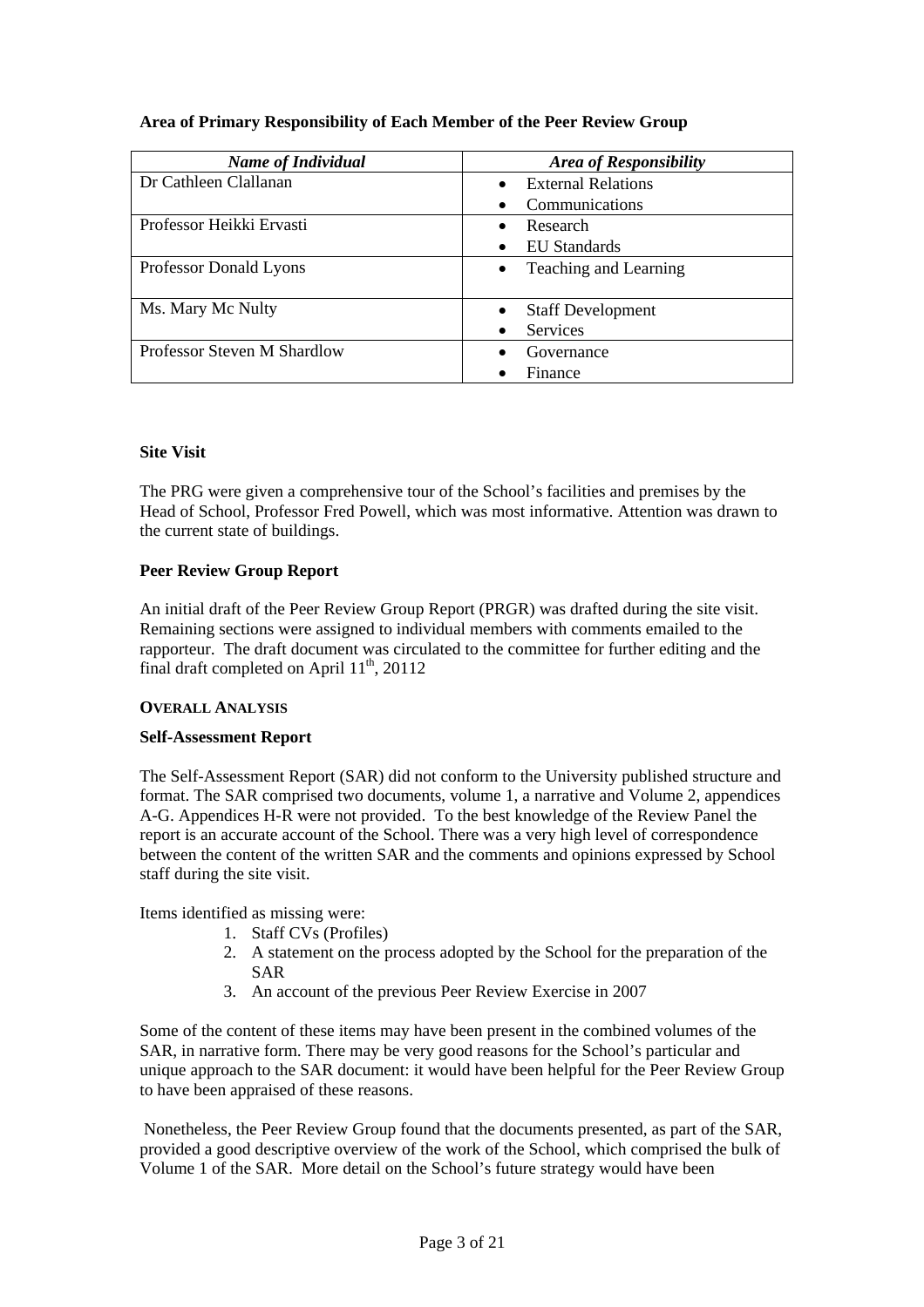**Area of Primary Responsibility of Each Member of the Peer Review Group**

| *Name of Individual* | *Area of Responsibility* |
|---|---|
| Dr Cathleen Clallanan | • External Relations<br>• Communications |
| Professor Heikki Ervasti | • Research<br>• EU Standards |
| Professor Donald Lyons | • Teaching and Learning |
| Ms. Mary Mc Nulty | • Staff Development<br>• Services |
| Professor Steven M Shardlow | • Governance<br>• Finance |

**Site Visit**

The PRG were given a comprehensive tour of the School's facilities and premises by the Head of School, Professor Fred Powell, which was most informative. Attention was drawn to the current state of buildings.

**Peer Review Group Report**

An initial draft of the Peer Review Group Report (PRGR) was drafted during the site visit. Remaining sections were assigned to individual members with comments emailed to the rapporteur. The draft document was circulated to the committee for further editing and the final draft completed on April 11th, 20112

**OVERALL ANALYSIS**

**Self-Assessment Report**

The Self-Assessment Report (SAR) did not conform to the University published structure and format. The SAR comprised two documents, volume 1, a narrative and Volume 2, appendices A-G. Appendices H-R were not provided. To the best knowledge of the Review Panel the report is an accurate account of the School. There was a very high level of correspondence between the content of the written SAR and the comments and opinions expressed by School staff during the site visit.

Items identified as missing were:

1. Staff CVs (Profiles)
2. A statement on the process adopted by the School for the preparation of the SAR
3. An account of the previous Peer Review Exercise in 2007

Some of the content of these items may have been present in the combined volumes of the SAR, in narrative form. There may be very good reasons for the School's particular and unique approach to the SAR document: it would have been helpful for the Peer Review Group to have been appraised of these reasons.

Nonetheless, the Peer Review Group found that the documents presented, as part of the SAR, provided a good descriptive overview of the work of the School, which comprised the bulk of Volume 1 of the SAR. More detail on the School's future strategy would have been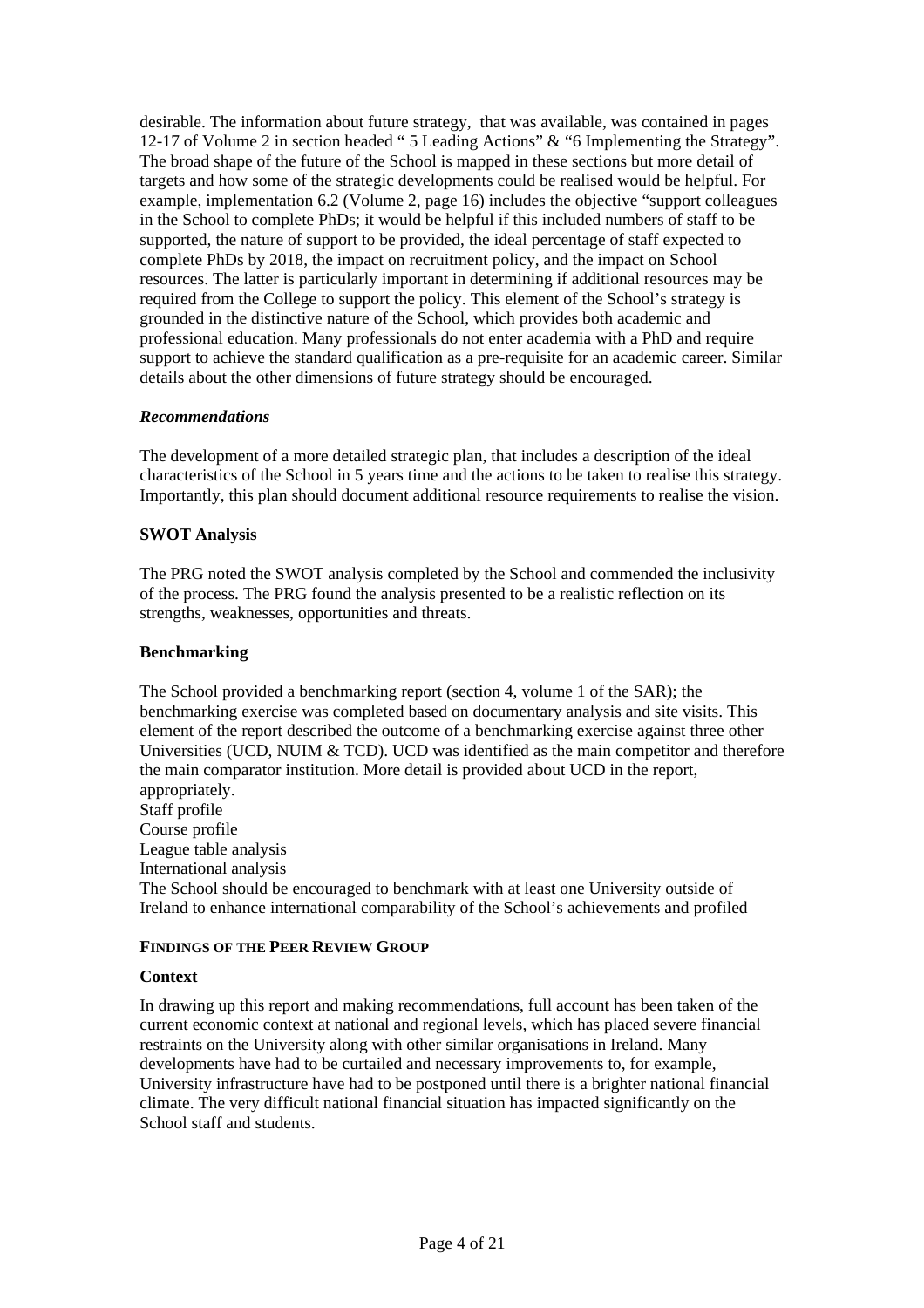desirable. The information about future strategy, that was available, was contained in pages 12-17 of Volume 2 in section headed " 5 Leading Actions" & "6 Implementing the Strategy". The broad shape of the future of the School is mapped in these sections but more detail of targets and how some of the strategic developments could be realised would be helpful. For example, implementation 6.2 (Volume 2, page 16) includes the objective "support colleagues in the School to complete PhDs; it would be helpful if this included numbers of staff to be supported, the nature of support to be provided, the ideal percentage of staff expected to complete PhDs by 2018, the impact on recruitment policy, and the impact on School resources. The latter is particularly important in determining if additional resources may be required from the College to support the policy. This element of the School's strategy is grounded in the distinctive nature of the School, which provides both academic and professional education. Many professionals do not enter academia with a PhD and require support to achieve the standard qualification as a pre-requisite for an academic career. Similar details about the other dimensions of future strategy should be encouraged.

***Recommendations***

The development of a more detailed strategic plan, that includes a description of the ideal characteristics of the School in 5 years time and the actions to be taken to realise this strategy. Importantly, this plan should document additional resource requirements to realise the vision.

**SWOT Analysis**

The PRG noted the SWOT analysis completed by the School and commended the inclusivity of the process. The PRG found the analysis presented to be a realistic reflection on its strengths, weaknesses, opportunities and threats.

**Benchmarking**

The School provided a benchmarking report (section 4, volume 1 of the SAR); the benchmarking exercise was completed based on documentary analysis and site visits. This element of the report described the outcome of a benchmarking exercise against three other Universities (UCD, NUIM & TCD). UCD was identified as the main competitor and therefore the main comparator institution. More detail is provided about UCD in the report, appropriately.

Staff profile
Course profile
League table analysis
International analysis

The School should be encouraged to benchmark with at least one University outside of Ireland to enhance international comparability of the School's achievements and profiled

**FINDINGS OF THE PEER REVIEW GROUP**

**Context**

In drawing up this report and making recommendations, full account has been taken of the current economic context at national and regional levels, which has placed severe financial restraints on the University along with other similar organisations in Ireland. Many developments have had to be curtailed and necessary improvements to, for example, University infrastructure have had to be postponed until there is a brighter national financial climate. The very difficult national financial situation has impacted significantly on the School staff and students.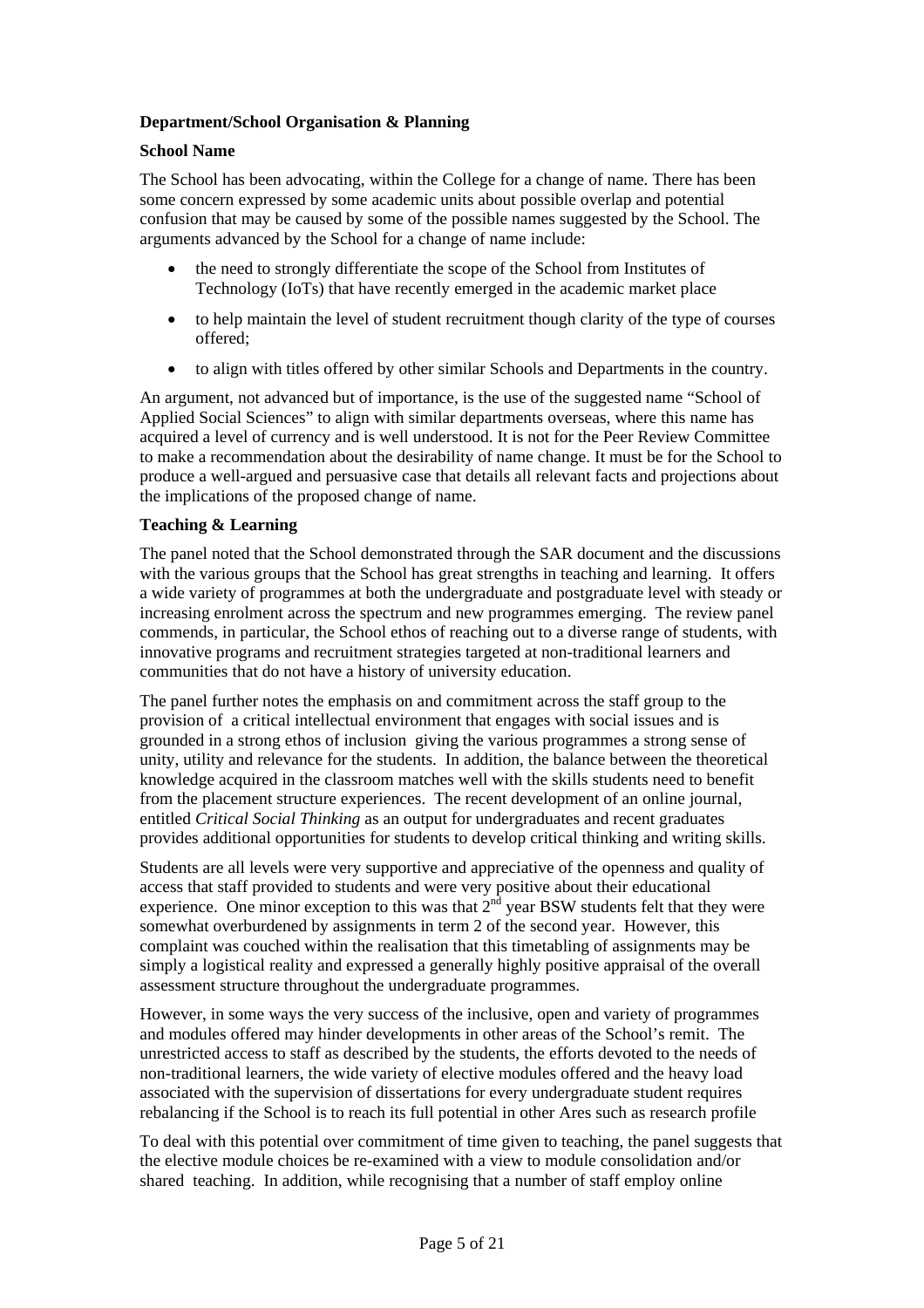**Department/School Organisation & Planning**

**School Name**

The School has been advocating, within the College for a change of name. There has been some concern expressed by some academic units about possible overlap and potential confusion that may be caused by some of the possible names suggested by the School. The arguments advanced by the School for a change of name include:

- the need to strongly differentiate the scope of the School from Institutes of Technology (IoTs) that have recently emerged in the academic market place
- to help maintain the level of student recruitment though clarity of the type of courses offered;
- to align with titles offered by other similar Schools and Departments in the country.

An argument, not advanced but of importance, is the use of the suggested name "School of Applied Social Sciences" to align with similar departments overseas, where this name has acquired a level of currency and is well understood. It is not for the Peer Review Committee to make a recommendation about the desirability of name change. It must be for the School to produce a well-argued and persuasive case that details all relevant facts and projections about the implications of the proposed change of name.

**Teaching & Learning**

The panel noted that the School demonstrated through the SAR document and the discussions with the various groups that the School has great strengths in teaching and learning. It offers a wide variety of programmes at both the undergraduate and postgraduate level with steady or increasing enrolment across the spectrum and new programmes emerging. The review panel commends, in particular, the School ethos of reaching out to a diverse range of students, with innovative programs and recruitment strategies targeted at non-traditional learners and communities that do not have a history of university education.

The panel further notes the emphasis on and commitment across the staff group to the provision of a critical intellectual environment that engages with social issues and is grounded in a strong ethos of inclusion giving the various programmes a strong sense of unity, utility and relevance for the students. In addition, the balance between the theoretical knowledge acquired in the classroom matches well with the skills students need to benefit from the placement structure experiences. The recent development of an online journal, entitled *Critical Social Thinking* as an output for undergraduates and recent graduates provides additional opportunities for students to develop critical thinking and writing skills.

Students are all levels were very supportive and appreciative of the openness and quality of access that staff provided to students and were very positive about their educational experience. One minor exception to this was that 2nd year BSW students felt that they were somewhat overburdened by assignments in term 2 of the second year. However, this complaint was couched within the realisation that this timetabling of assignments may be simply a logistical reality and expressed a generally highly positive appraisal of the overall assessment structure throughout the undergraduate programmes.

However, in some ways the very success of the inclusive, open and variety of programmes and modules offered may hinder developments in other areas of the School's remit. The unrestricted access to staff as described by the students, the efforts devoted to the needs of non-traditional learners, the wide variety of elective modules offered and the heavy load associated with the supervision of dissertations for every undergraduate student requires rebalancing if the School is to reach its full potential in other Ares such as research profile

To deal with this potential over commitment of time given to teaching, the panel suggests that the elective module choices be re-examined with a view to module consolidation and/or shared teaching. In addition, while recognising that a number of staff employ online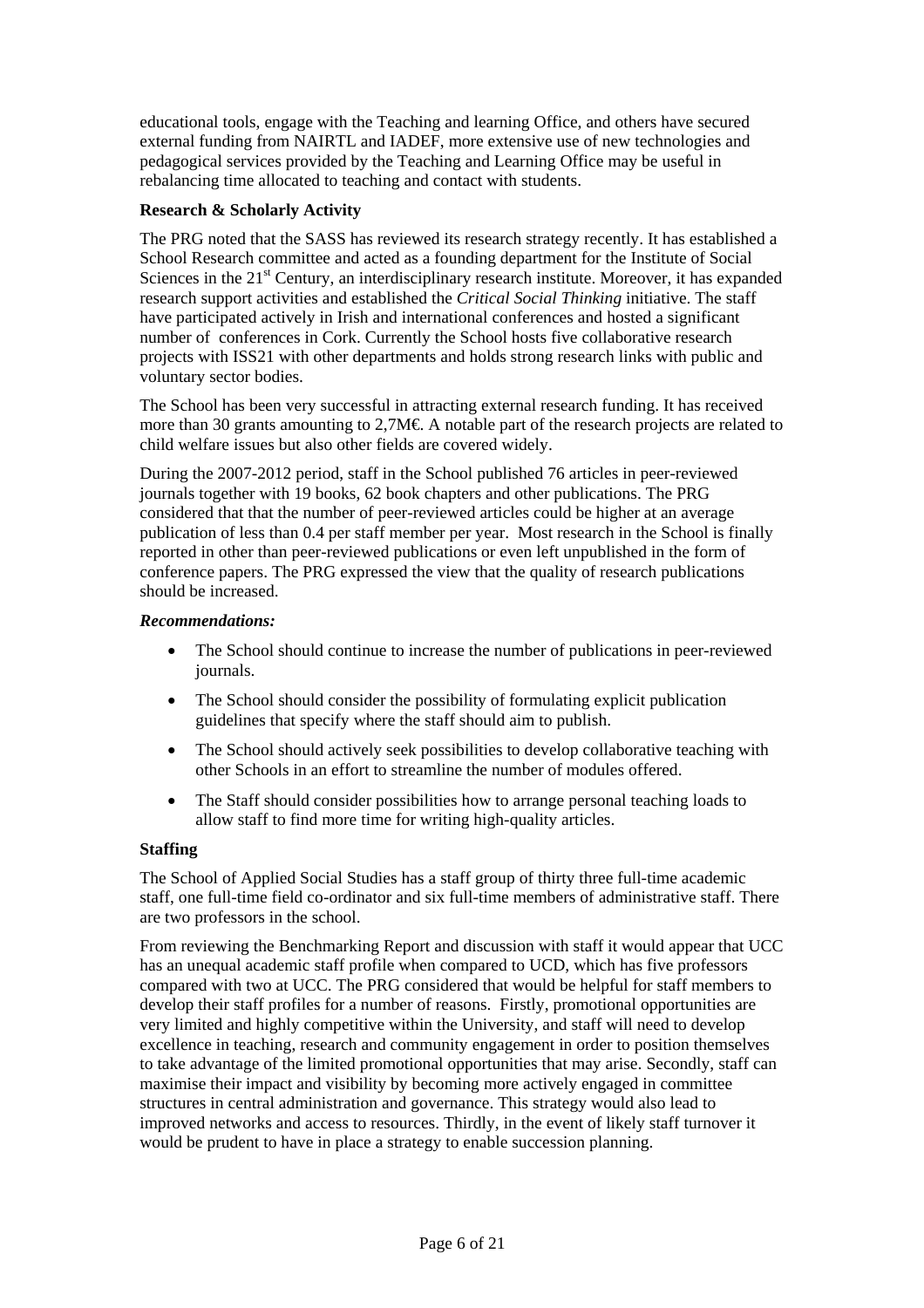educational tools, engage with the Teaching and learning Office, and others have secured external funding from NAIRTL and IADEF, more extensive use of new technologies and pedagogical services provided by the Teaching and Learning Office may be useful in rebalancing time allocated to teaching and contact with students.

**Research & Scholarly Activity**

The PRG noted that the SASS has reviewed its research strategy recently. It has established a School Research committee and acted as a founding department for the Institute of Social Sciences in the 21st Century, an interdisciplinary research institute. Moreover, it has expanded research support activities and established the *Critical Social Thinking* initiative. The staff have participated actively in Irish and international conferences and hosted a significant number of conferences in Cork. Currently the School hosts five collaborative research projects with ISS21 with other departments and holds strong research links with public and voluntary sector bodies.

The School has been very successful in attracting external research funding. It has received more than 30 grants amounting to 2,7M€. A notable part of the research projects are related to child welfare issues but also other fields are covered widely.

During the 2007-2012 period, staff in the School published 76 articles in peer-reviewed journals together with 19 books, 62 book chapters and other publications. The PRG considered that that the number of peer-reviewed articles could be higher at an average publication of less than 0.4 per staff member per year. Most research in the School is finally reported in other than peer-reviewed publications or even left unpublished in the form of conference papers. The PRG expressed the view that the quality of research publications should be increased.

***Recommendations:***

- The School should continue to increase the number of publications in peer-reviewed journals.
- The School should consider the possibility of formulating explicit publication guidelines that specify where the staff should aim to publish.
- The School should actively seek possibilities to develop collaborative teaching with other Schools in an effort to streamline the number of modules offered.
- The Staff should consider possibilities how to arrange personal teaching loads to allow staff to find more time for writing high-quality articles.

**Staffing**

The School of Applied Social Studies has a staff group of thirty three full-time academic staff, one full-time field co-ordinator and six full-time members of administrative staff. There are two professors in the school.

From reviewing the Benchmarking Report and discussion with staff it would appear that UCC has an unequal academic staff profile when compared to UCD, which has five professors compared with two at UCC. The PRG considered that would be helpful for staff members to develop their staff profiles for a number of reasons. Firstly, promotional opportunities are very limited and highly competitive within the University, and staff will need to develop excellence in teaching, research and community engagement in order to position themselves to take advantage of the limited promotional opportunities that may arise. Secondly, staff can maximise their impact and visibility by becoming more actively engaged in committee structures in central administration and governance. This strategy would also lead to improved networks and access to resources. Thirdly, in the event of likely staff turnover it would be prudent to have in place a strategy to enable succession planning.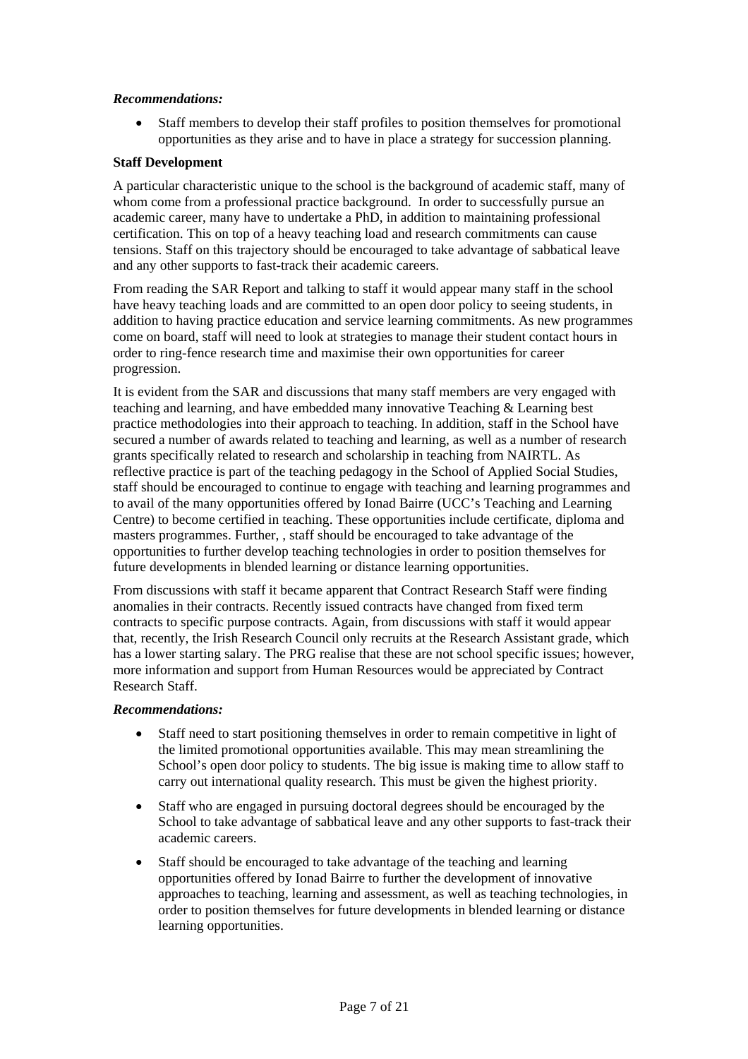***Recommendations:***

- Staff members to develop their staff profiles to position themselves for promotional opportunities as they arise and to have in place a strategy for succession planning.

**Staff Development**

A particular characteristic unique to the school is the background of academic staff, many of whom come from a professional practice background. In order to successfully pursue an academic career, many have to undertake a PhD, in addition to maintaining professional certification. This on top of a heavy teaching load and research commitments can cause tensions. Staff on this trajectory should be encouraged to take advantage of sabbatical leave and any other supports to fast-track their academic careers.

From reading the SAR Report and talking to staff it would appear many staff in the school have heavy teaching loads and are committed to an open door policy to seeing students, in addition to having practice education and service learning commitments. As new programmes come on board, staff will need to look at strategies to manage their student contact hours in order to ring-fence research time and maximise their own opportunities for career progression.

It is evident from the SAR and discussions that many staff members are very engaged with teaching and learning, and have embedded many innovative Teaching & Learning best practice methodologies into their approach to teaching. In addition, staff in the School have secured a number of awards related to teaching and learning, as well as a number of research grants specifically related to research and scholarship in teaching from NAIRTL. As reflective practice is part of the teaching pedagogy in the School of Applied Social Studies, staff should be encouraged to continue to engage with teaching and learning programmes and to avail of the many opportunities offered by Ionad Bairre (UCC's Teaching and Learning Centre) to become certified in teaching. These opportunities include certificate, diploma and masters programmes. Further, , staff should be encouraged to take advantage of the opportunities to further develop teaching technologies in order to position themselves for future developments in blended learning or distance learning opportunities.

From discussions with staff it became apparent that Contract Research Staff were finding anomalies in their contracts. Recently issued contracts have changed from fixed term contracts to specific purpose contracts. Again, from discussions with staff it would appear that, recently, the Irish Research Council only recruits at the Research Assistant grade, which has a lower starting salary. The PRG realise that these are not school specific issues; however, more information and support from Human Resources would be appreciated by Contract Research Staff.

***Recommendations:***

- Staff need to start positioning themselves in order to remain competitive in light of the limited promotional opportunities available. This may mean streamlining the School's open door policy to students. The big issue is making time to allow staff to carry out international quality research. This must be given the highest priority.
- Staff who are engaged in pursuing doctoral degrees should be encouraged by the School to take advantage of sabbatical leave and any other supports to fast-track their academic careers.
- Staff should be encouraged to take advantage of the teaching and learning opportunities offered by Ionad Bairre to further the development of innovative approaches to teaching, learning and assessment, as well as teaching technologies, in order to position themselves for future developments in blended learning or distance learning opportunities.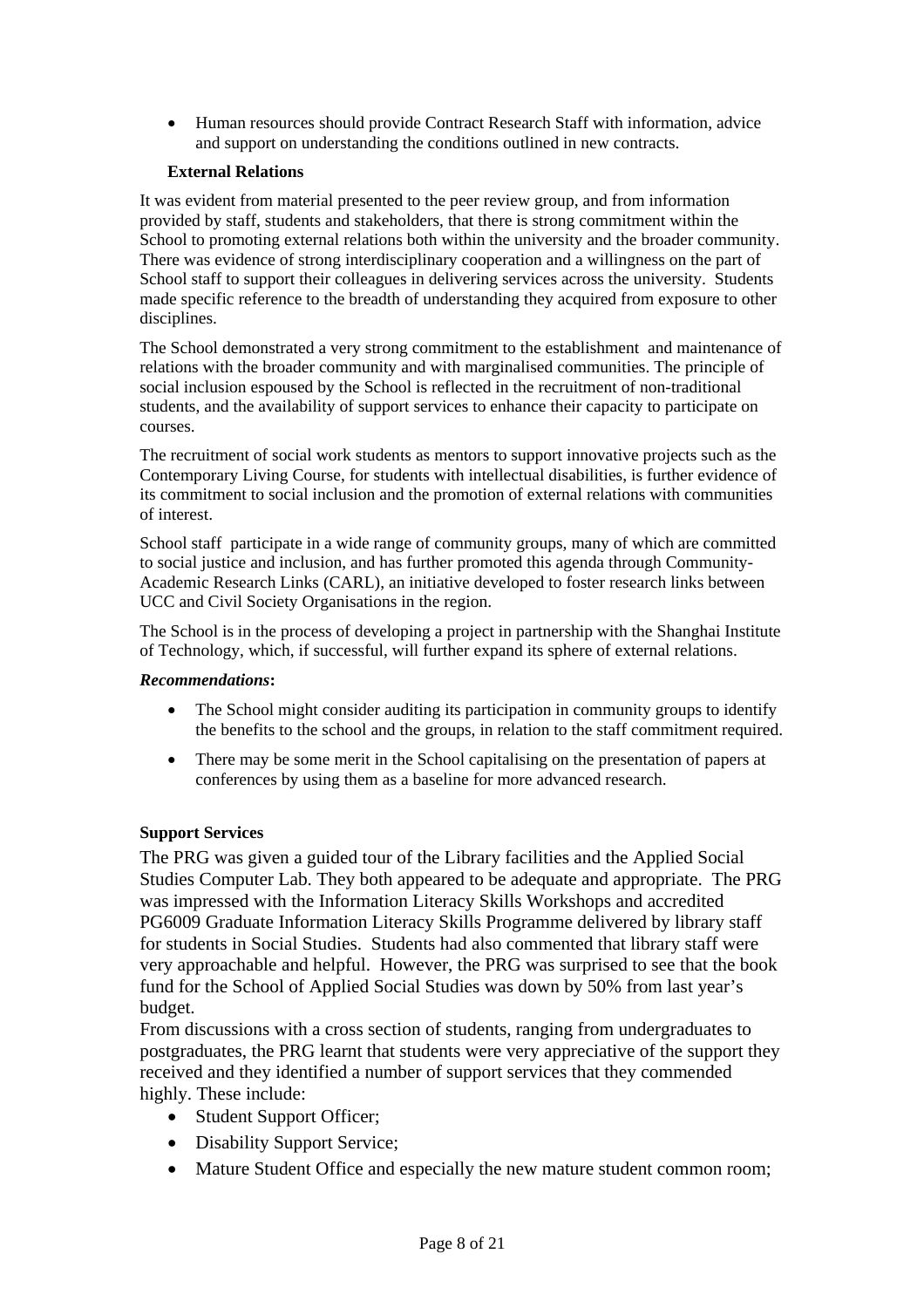- Human resources should provide Contract Research Staff with information, advice and support on understanding the conditions outlined in new contracts.

**External Relations**

It was evident from material presented to the peer review group, and from information provided by staff, students and stakeholders, that there is strong commitment within the School to promoting external relations both within the university and the broader community. There was evidence of strong interdisciplinary cooperation and a willingness on the part of School staff to support their colleagues in delivering services across the university. Students made specific reference to the breadth of understanding they acquired from exposure to other disciplines.

The School demonstrated a very strong commitment to the establishment and maintenance of relations with the broader community and with marginalised communities. The principle of social inclusion espoused by the School is reflected in the recruitment of non-traditional students, and the availability of support services to enhance their capacity to participate on courses.

The recruitment of social work students as mentors to support innovative projects such as the Contemporary Living Course, for students with intellectual disabilities, is further evidence of its commitment to social inclusion and the promotion of external relations with communities of interest.

School staff participate in a wide range of community groups, many of which are committed to social justice and inclusion, and has further promoted this agenda through Community-Academic Research Links (CARL), an initiative developed to foster research links between UCC and Civil Society Organisations in the region.

The School is in the process of developing a project in partnership with the Shanghai Institute of Technology, which, if successful, will further expand its sphere of external relations.

***Recommendations*:**

- The School might consider auditing its participation in community groups to identify the benefits to the school and the groups, in relation to the staff commitment required.
- There may be some merit in the School capitalising on the presentation of papers at conferences by using them as a baseline for more advanced research.

**Support Services**

The PRG was given a guided tour of the Library facilities and the Applied Social Studies Computer Lab. They both appeared to be adequate and appropriate. The PRG was impressed with the Information Literacy Skills Workshops and accredited PG6009 Graduate Information Literacy Skills Programme delivered by library staff for students in Social Studies. Students had also commented that library staff were very approachable and helpful. However, the PRG was surprised to see that the book fund for the School of Applied Social Studies was down by 50% from last year's budget.

From discussions with a cross section of students, ranging from undergraduates to postgraduates, the PRG learnt that students were very appreciative of the support they received and they identified a number of support services that they commended highly. These include:

- Student Support Officer;
- Disability Support Service;
- Mature Student Office and especially the new mature student common room;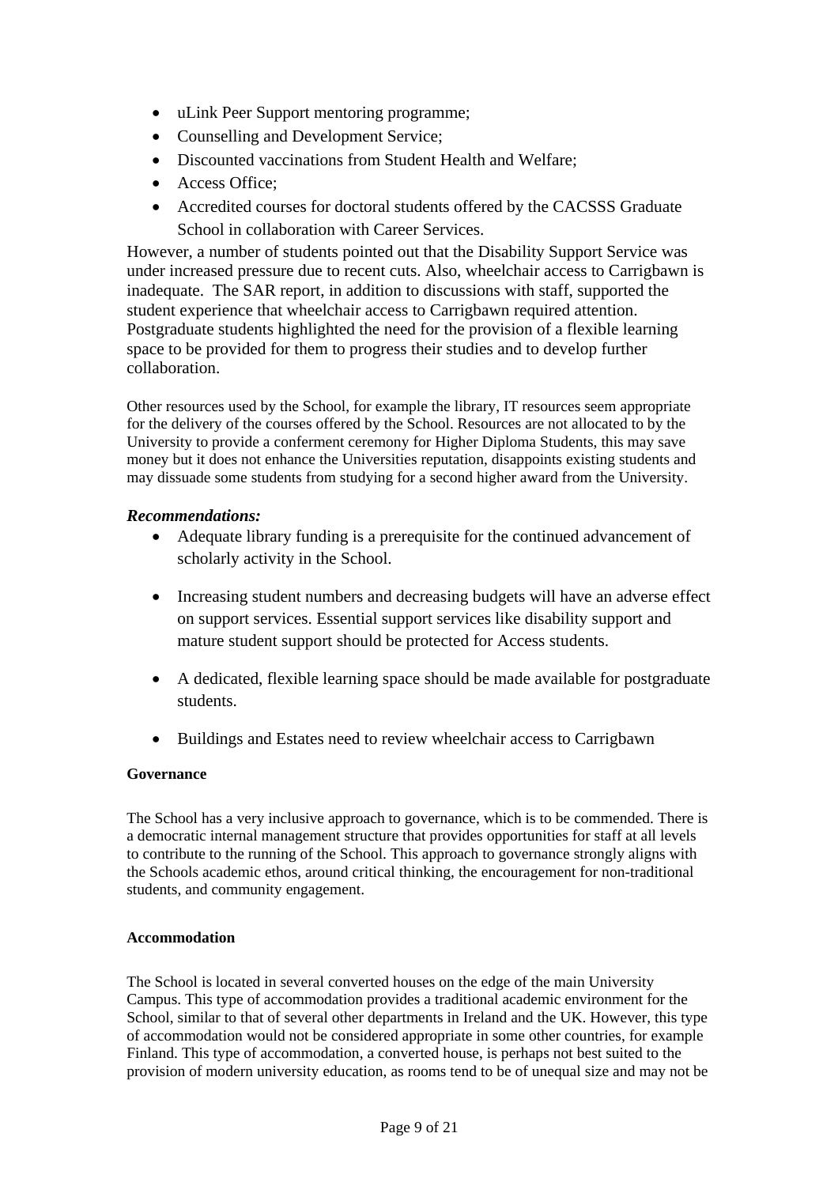- uLink Peer Support mentoring programme;
- Counselling and Development Service;
- Discounted vaccinations from Student Health and Welfare;
- Access Office;
- Accredited courses for doctoral students offered by the CACSSS Graduate School in collaboration with Career Services.

However, a number of students pointed out that the Disability Support Service was under increased pressure due to recent cuts. Also, wheelchair access to Carrigbawn is inadequate. The SAR report, in addition to discussions with staff, supported the student experience that wheelchair access to Carrigbawn required attention. Postgraduate students highlighted the need for the provision of a flexible learning space to be provided for them to progress their studies and to develop further collaboration.

Other resources used by the School, for example the library, IT resources seem appropriate for the delivery of the courses offered by the School. Resources are not allocated to by the University to provide a conferment ceremony for Higher Diploma Students, this may save money but it does not enhance the Universities reputation, disappoints existing students and may dissuade some students from studying for a second higher award from the University.

***Recommendations:***

- Adequate library funding is a prerequisite for the continued advancement of scholarly activity in the School.
- Increasing student numbers and decreasing budgets will have an adverse effect on support services. Essential support services like disability support and mature student support should be protected for Access students.
- A dedicated, flexible learning space should be made available for postgraduate students.
- Buildings and Estates need to review wheelchair access to Carrigbawn

**Governance**

The School has a very inclusive approach to governance, which is to be commended. There is a democratic internal management structure that provides opportunities for staff at all levels to contribute to the running of the School. This approach to governance strongly aligns with the Schools academic ethos, around critical thinking, the encouragement for non-traditional students, and community engagement.

**Accommodation**

The School is located in several converted houses on the edge of the main University Campus. This type of accommodation provides a traditional academic environment for the School, similar to that of several other departments in Ireland and the UK. However, this type of accommodation would not be considered appropriate in some other countries, for example Finland. This type of accommodation, a converted house, is perhaps not best suited to the provision of modern university education, as rooms tend to be of unequal size and may not be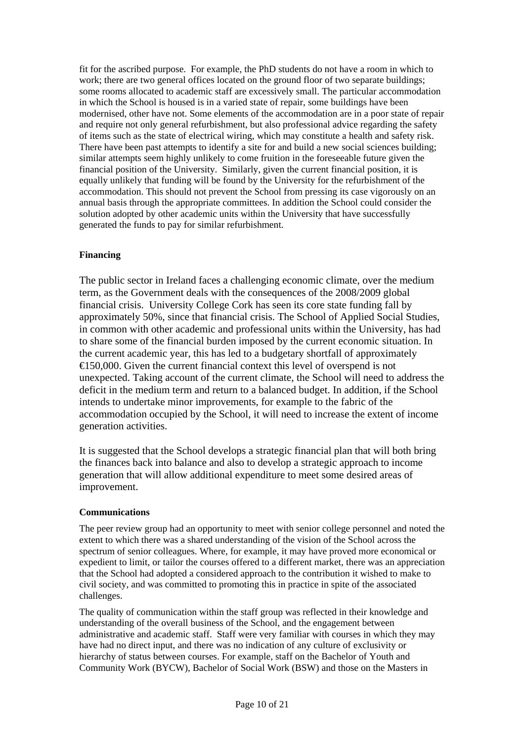fit for the ascribed purpose. For example, the PhD students do not have a room in which to work; there are two general offices located on the ground floor of two separate buildings; some rooms allocated to academic staff are excessively small. The particular accommodation in which the School is housed is in a varied state of repair, some buildings have been modernised, other have not. Some elements of the accommodation are in a poor state of repair and require not only general refurbishment, but also professional advice regarding the safety of items such as the state of electrical wiring, which may constitute a health and safety risk. There have been past attempts to identify a site for and build a new social sciences building; similar attempts seem highly unlikely to come fruition in the foreseeable future given the financial position of the University. Similarly, given the current financial position, it is equally unlikely that funding will be found by the University for the refurbishment of the accommodation. This should not prevent the School from pressing its case vigorously on an annual basis through the appropriate committees. In addition the School could consider the solution adopted by other academic units within the University that have successfully generated the funds to pay for similar refurbishment.

**Financing**

The public sector in Ireland faces a challenging economic climate, over the medium term, as the Government deals with the consequences of the 2008/2009 global financial crisis. University College Cork has seen its core state funding fall by approximately 50%, since that financial crisis. The School of Applied Social Studies, in common with other academic and professional units within the University, has had to share some of the financial burden imposed by the current economic situation. In the current academic year, this has led to a budgetary shortfall of approximately €150,000. Given the current financial context this level of overspend is not unexpected. Taking account of the current climate, the School will need to address the deficit in the medium term and return to a balanced budget. In addition, if the School intends to undertake minor improvements, for example to the fabric of the accommodation occupied by the School, it will need to increase the extent of income generation activities.

It is suggested that the School develops a strategic financial plan that will both bring the finances back into balance and also to develop a strategic approach to income generation that will allow additional expenditure to meet some desired areas of improvement.

**Communications**

The peer review group had an opportunity to meet with senior college personnel and noted the extent to which there was a shared understanding of the vision of the School across the spectrum of senior colleagues. Where, for example, it may have proved more economical or expedient to limit, or tailor the courses offered to a different market, there was an appreciation that the School had adopted a considered approach to the contribution it wished to make to civil society, and was committed to promoting this in practice in spite of the associated challenges.

The quality of communication within the staff group was reflected in their knowledge and understanding of the overall business of the School, and the engagement between administrative and academic staff. Staff were very familiar with courses in which they may have had no direct input, and there was no indication of any culture of exclusivity or hierarchy of status between courses. For example, staff on the Bachelor of Youth and Community Work (BYCW), Bachelor of Social Work (BSW) and those on the Masters in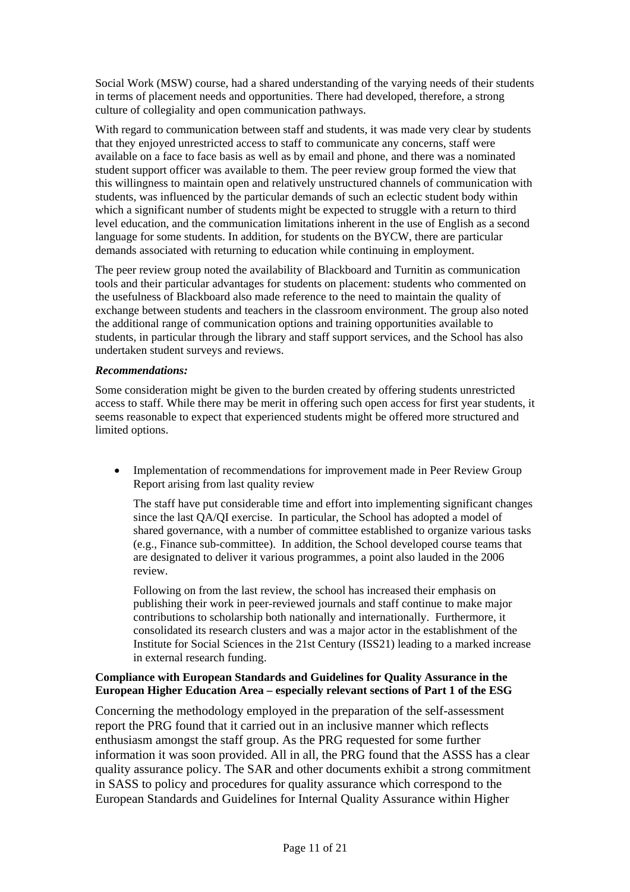Social Work (MSW) course, had a shared understanding of the varying needs of their students in terms of placement needs and opportunities. There had developed, therefore, a strong culture of collegiality and open communication pathways.

With regard to communication between staff and students, it was made very clear by students that they enjoyed unrestricted access to staff to communicate any concerns, staff were available on a face to face basis as well as by email and phone, and there was a nominated student support officer was available to them. The peer review group formed the view that this willingness to maintain open and relatively unstructured channels of communication with students, was influenced by the particular demands of such an eclectic student body within which a significant number of students might be expected to struggle with a return to third level education, and the communication limitations inherent in the use of English as a second language for some students. In addition, for students on the BYCW, there are particular demands associated with returning to education while continuing in employment.

The peer review group noted the availability of Blackboard and Turnitin as communication tools and their particular advantages for students on placement: students who commented on the usefulness of Blackboard also made reference to the need to maintain the quality of exchange between students and teachers in the classroom environment. The group also noted the additional range of communication options and training opportunities available to students, in particular through the library and staff support services, and the School has also undertaken student surveys and reviews.

***Recommendations:***

Some consideration might be given to the burden created by offering students unrestricted access to staff. While there may be merit in offering such open access for first year students, it seems reasonable to expect that experienced students might be offered more structured and limited options.

- Implementation of recommendations for improvement made in Peer Review Group Report arising from last quality review

  The staff have put considerable time and effort into implementing significant changes since the last QA/QI exercise. In particular, the School has adopted a model of shared governance, with a number of committee established to organize various tasks (e.g., Finance sub-committee). In addition, the School developed course teams that are designated to deliver it various programmes, a point also lauded in the 2006 review.

  Following on from the last review, the school has increased their emphasis on publishing their work in peer-reviewed journals and staff continue to make major contributions to scholarship both nationally and internationally. Furthermore, it consolidated its research clusters and was a major actor in the establishment of the Institute for Social Sciences in the 21st Century (ISS21) leading to a marked increase in external research funding.

**Compliance with European Standards and Guidelines for Quality Assurance in the European Higher Education Area – especially relevant sections of Part 1 of the ESG**

Concerning the methodology employed in the preparation of the self-assessment report the PRG found that it carried out in an inclusive manner which reflects enthusiasm amongst the staff group. As the PRG requested for some further information it was soon provided. All in all, the PRG found that the ASSS has a clear quality assurance policy. The SAR and other documents exhibit a strong commitment in SASS to policy and procedures for quality assurance which correspond to the European Standards and Guidelines for Internal Quality Assurance within Higher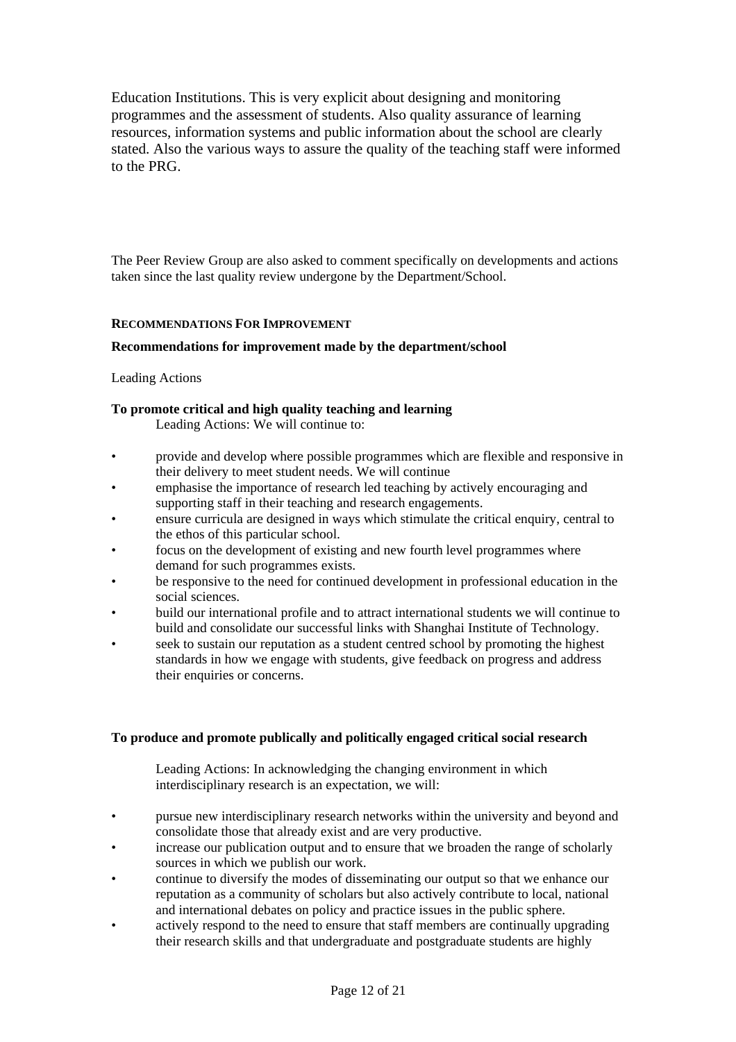Education Institutions. This is very explicit about designing and monitoring programmes and the assessment of students. Also quality assurance of learning resources, information systems and public information about the school are clearly stated. Also the various ways to assure the quality of the teaching staff were informed to the PRG.

The Peer Review Group are also asked to comment specifically on developments and actions taken since the last quality review undergone by the Department/School.

### RECOMMENDATIONS FOR IMPROVEMENT

**Recommendations for improvement made by the department/school**

Leading Actions

**To promote critical and high quality teaching and learning**

Leading Actions: We will continue to:

- provide and develop where possible programmes which are flexible and responsive in their delivery to meet student needs. We will continue
- emphasise the importance of research led teaching by actively encouraging and supporting staff in their teaching and research engagements.
- ensure curricula are designed in ways which stimulate the critical enquiry, central to the ethos of this particular school.
- focus on the development of existing and new fourth level programmes where demand for such programmes exists.
- be responsive to the need for continued development in professional education in the social sciences.
- build our international profile and to attract international students we will continue to build and consolidate our successful links with Shanghai Institute of Technology.
- seek to sustain our reputation as a student centred school by promoting the highest standards in how we engage with students, give feedback on progress and address their enquiries or concerns.

**To produce and promote publically and politically engaged critical social research**

Leading Actions: In acknowledging the changing environment in which interdisciplinary research is an expectation, we will:

- pursue new interdisciplinary research networks within the university and beyond and consolidate those that already exist and are very productive.
- increase our publication output and to ensure that we broaden the range of scholarly sources in which we publish our work.
- continue to diversify the modes of disseminating our output so that we enhance our reputation as a community of scholars but also actively contribute to local, national and international debates on policy and practice issues in the public sphere.
- actively respond to the need to ensure that staff members are continually upgrading their research skills and that undergraduate and postgraduate students are highly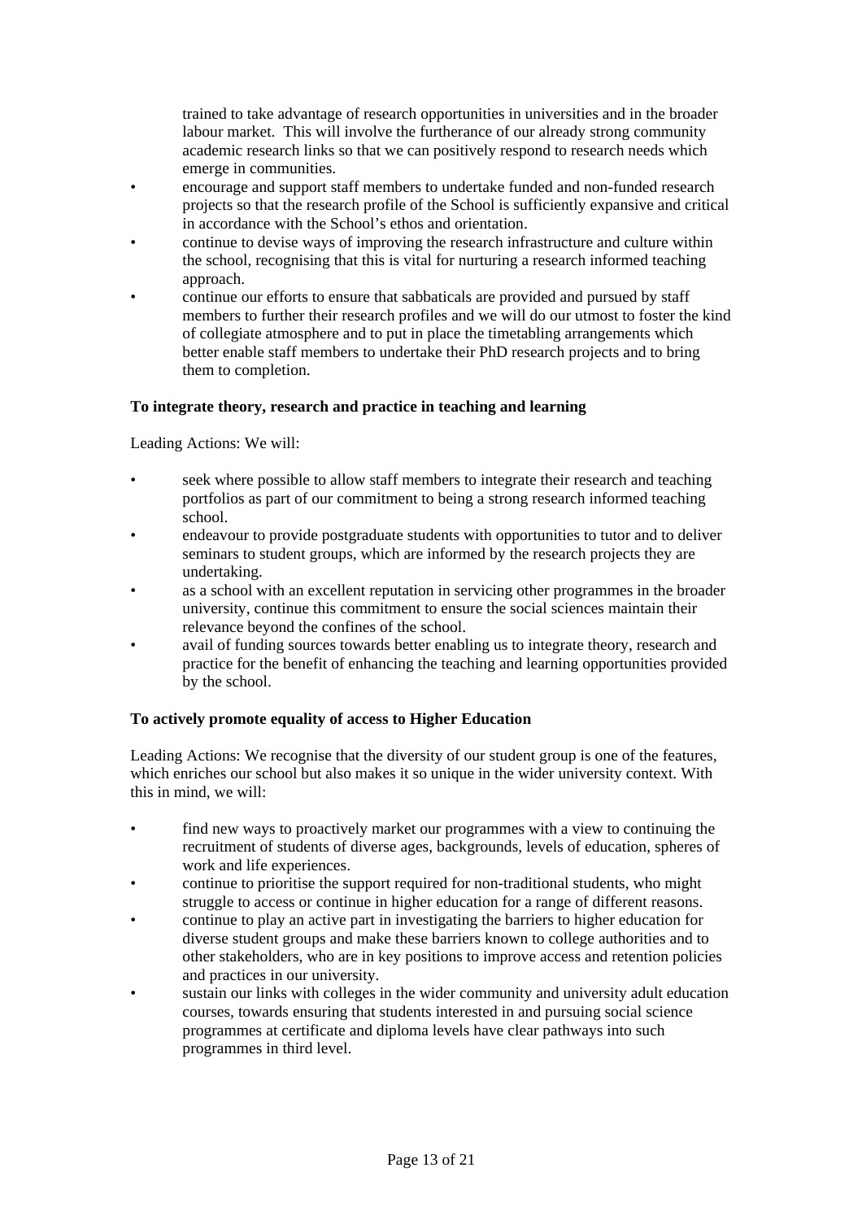trained to take advantage of research opportunities in universities and in the broader labour market. This will involve the furtherance of our already strong community academic research links so that we can positively respond to research needs which emerge in communities.

- encourage and support staff members to undertake funded and non-funded research projects so that the research profile of the School is sufficiently expansive and critical in accordance with the School's ethos and orientation.
- continue to devise ways of improving the research infrastructure and culture within the school, recognising that this is vital for nurturing a research informed teaching approach.
- continue our efforts to ensure that sabbaticals are provided and pursued by staff members to further their research profiles and we will do our utmost to foster the kind of collegiate atmosphere and to put in place the timetabling arrangements which better enable staff members to undertake their PhD research projects and to bring them to completion.

**To integrate theory, research and practice in teaching and learning**

Leading Actions: We will:

- seek where possible to allow staff members to integrate their research and teaching portfolios as part of our commitment to being a strong research informed teaching school.
- endeavour to provide postgraduate students with opportunities to tutor and to deliver seminars to student groups, which are informed by the research projects they are undertaking.
- as a school with an excellent reputation in servicing other programmes in the broader university, continue this commitment to ensure the social sciences maintain their relevance beyond the confines of the school.
- avail of funding sources towards better enabling us to integrate theory, research and practice for the benefit of enhancing the teaching and learning opportunities provided by the school.

**To actively promote equality of access to Higher Education**

Leading Actions: We recognise that the diversity of our student group is one of the features, which enriches our school but also makes it so unique in the wider university context. With this in mind, we will:

- find new ways to proactively market our programmes with a view to continuing the recruitment of students of diverse ages, backgrounds, levels of education, spheres of work and life experiences.
- continue to prioritise the support required for non-traditional students, who might struggle to access or continue in higher education for a range of different reasons.
- continue to play an active part in investigating the barriers to higher education for diverse student groups and make these barriers known to college authorities and to other stakeholders, who are in key positions to improve access and retention policies and practices in our university.
- sustain our links with colleges in the wider community and university adult education courses, towards ensuring that students interested in and pursuing social science programmes at certificate and diploma levels have clear pathways into such programmes in third level.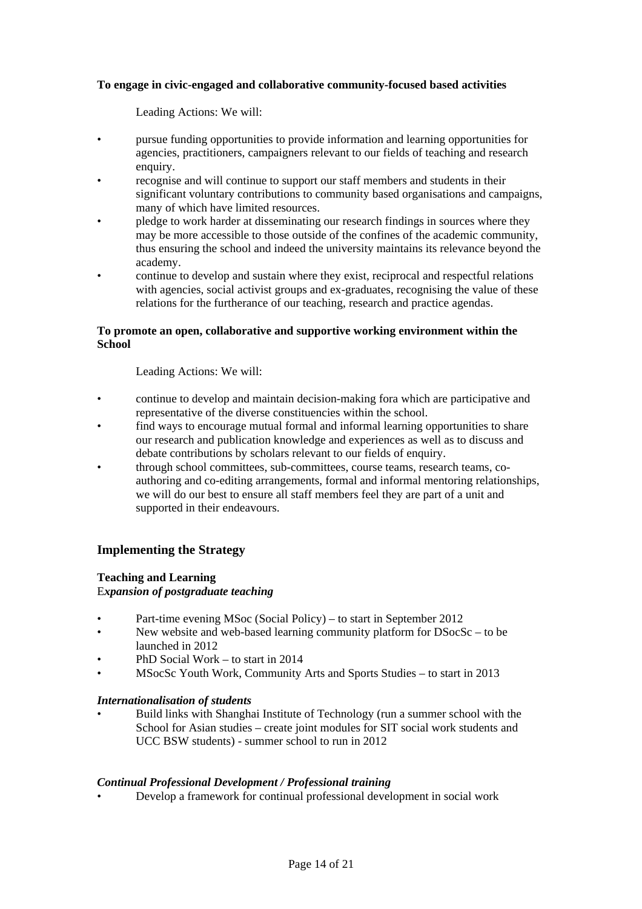**To engage in civic-engaged and collaborative community-focused based activities**

Leading Actions: We will:

- pursue funding opportunities to provide information and learning opportunities for agencies, practitioners, campaigners relevant to our fields of teaching and research enquiry.
- recognise and will continue to support our staff members and students in their significant voluntary contributions to community based organisations and campaigns, many of which have limited resources.
- pledge to work harder at disseminating our research findings in sources where they may be more accessible to those outside of the confines of the academic community, thus ensuring the school and indeed the university maintains its relevance beyond the academy.
- continue to develop and sustain where they exist, reciprocal and respectful relations with agencies, social activist groups and ex-graduates, recognising the value of these relations for the furtherance of our teaching, research and practice agendas.

**To promote an open, collaborative and supportive working environment within the School**

Leading Actions: We will:

- continue to develop and maintain decision-making fora which are participative and representative of the diverse constituencies within the school.
- find ways to encourage mutual formal and informal learning opportunities to share our research and publication knowledge and experiences as well as to discuss and debate contributions by scholars relevant to our fields of enquiry.
- through school committees, sub-committees, course teams, research teams, co-authoring and co-editing arrangements, formal and informal mentoring relationships, we will do our best to ensure all staff members feel they are part of a unit and supported in their endeavours.

## Implementing the Strategy

**Teaching and Learning**
E***xpansion of postgraduate teaching***

- Part-time evening MSoc (Social Policy) – to start in September 2012
- New website and web-based learning community platform for DSocSc – to be launched in 2012
- PhD Social Work – to start in 2014
- MSocSc Youth Work, Community Arts and Sports Studies – to start in 2013

***Internationalisation of students***

- Build links with Shanghai Institute of Technology (run a summer school with the School for Asian studies – create joint modules for SIT social work students and UCC BSW students) - summer school to run in 2012

***Continual Professional Development / Professional training***

- Develop a framework for continual professional development in social work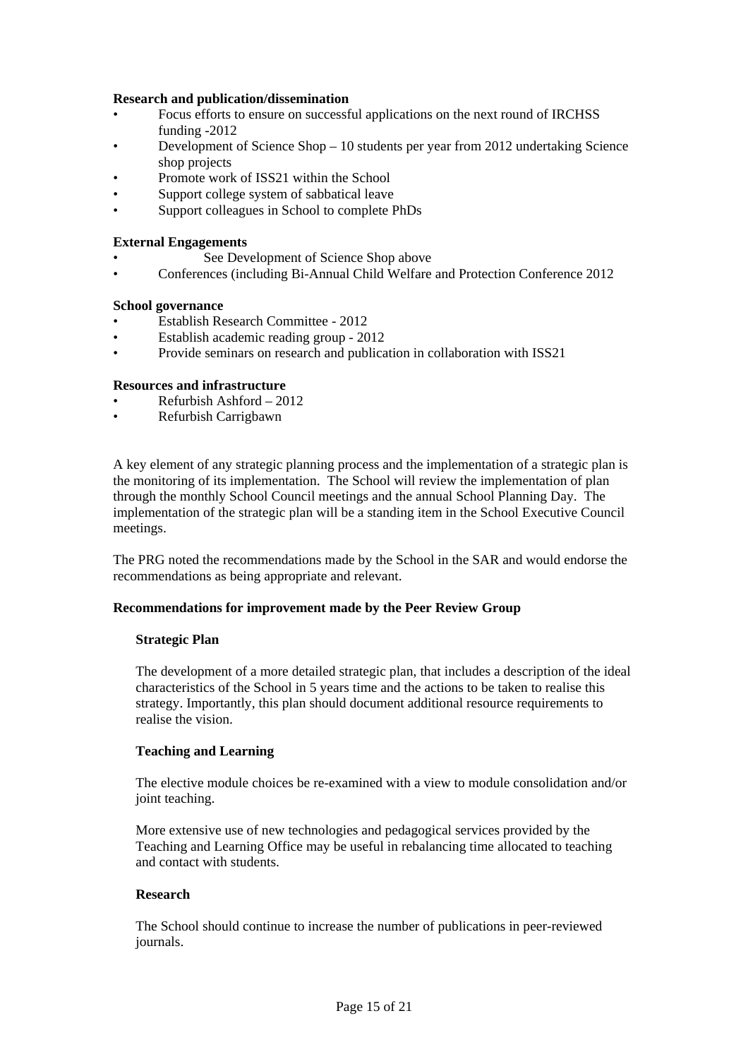**Research and publication/dissemination**

- Focus efforts to ensure on successful applications on the next round of IRCHSS funding -2012
- Development of Science Shop – 10 students per year from 2012 undertaking Science shop projects
- Promote work of ISS21 within the School
- Support college system of sabbatical leave
- Support colleagues in School to complete PhDs

**External Engagements**

- See Development of Science Shop above
- Conferences (including Bi-Annual Child Welfare and Protection Conference 2012

**School governance**

- Establish Research Committee - 2012
- Establish academic reading group - 2012
- Provide seminars on research and publication in collaboration with ISS21

**Resources and infrastructure**

- Refurbish Ashford – 2012
- Refurbish Carrigbawn

A key element of any strategic planning process and the implementation of a strategic plan is the monitoring of its implementation. The School will review the implementation of plan through the monthly School Council meetings and the annual School Planning Day. The implementation of the strategic plan will be a standing item in the School Executive Council meetings.

The PRG noted the recommendations made by the School in the SAR and would endorse the recommendations as being appropriate and relevant.

**Recommendations for improvement made by the Peer Review Group**

**Strategic Plan**

The development of a more detailed strategic plan, that includes a description of the ideal characteristics of the School in 5 years time and the actions to be taken to realise this strategy. Importantly, this plan should document additional resource requirements to realise the vision.

**Teaching and Learning**

The elective module choices be re-examined with a view to module consolidation and/or joint teaching.

More extensive use of new technologies and pedagogical services provided by the Teaching and Learning Office may be useful in rebalancing time allocated to teaching and contact with students.

**Research**

The School should continue to increase the number of publications in peer-reviewed journals.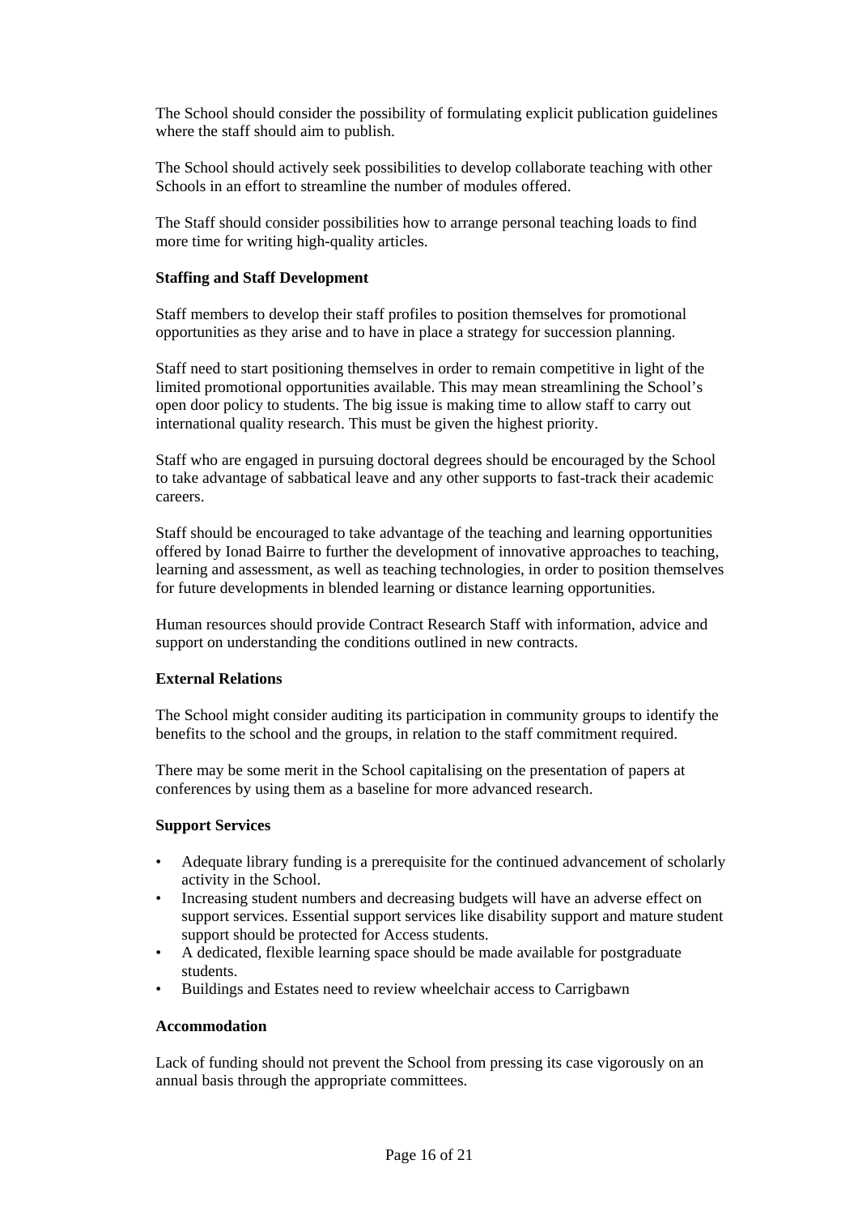The School should consider the possibility of formulating explicit publication guidelines where the staff should aim to publish.

The School should actively seek possibilities to develop collaborate teaching with other Schools in an effort to streamline the number of modules offered.

The Staff should consider possibilities how to arrange personal teaching loads to find more time for writing high-quality articles.

**Staffing and Staff Development**

Staff members to develop their staff profiles to position themselves for promotional opportunities as they arise and to have in place a strategy for succession planning.

Staff need to start positioning themselves in order to remain competitive in light of the limited promotional opportunities available. This may mean streamlining the School's open door policy to students. The big issue is making time to allow staff to carry out international quality research. This must be given the highest priority.

Staff who are engaged in pursuing doctoral degrees should be encouraged by the School to take advantage of sabbatical leave and any other supports to fast-track their academic careers.

Staff should be encouraged to take advantage of the teaching and learning opportunities offered by Ionad Bairre to further the development of innovative approaches to teaching, learning and assessment, as well as teaching technologies, in order to position themselves for future developments in blended learning or distance learning opportunities.

Human resources should provide Contract Research Staff with information, advice and support on understanding the conditions outlined in new contracts.

**External Relations**

The School might consider auditing its participation in community groups to identify the benefits to the school and the groups, in relation to the staff commitment required.

There may be some merit in the School capitalising on the presentation of papers at conferences by using them as a baseline for more advanced research.

**Support Services**

- Adequate library funding is a prerequisite for the continued advancement of scholarly activity in the School.
- Increasing student numbers and decreasing budgets will have an adverse effect on support services. Essential support services like disability support and mature student support should be protected for Access students.
- A dedicated, flexible learning space should be made available for postgraduate students.
- Buildings and Estates need to review wheelchair access to Carrigbawn

**Accommodation**

Lack of funding should not prevent the School from pressing its case vigorously on an annual basis through the appropriate committees.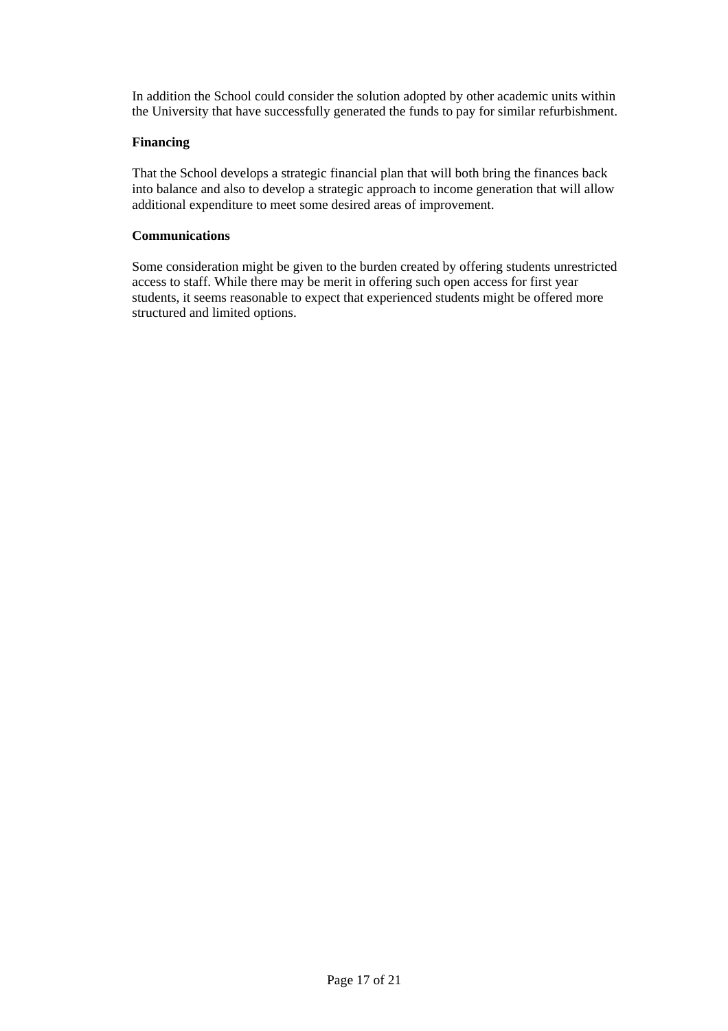In addition the School could consider the solution adopted by other academic units within the University that have successfully generated the funds to pay for similar refurbishment.

**Financing**

That the School develops a strategic financial plan that will both bring the finances back into balance and also to develop a strategic approach to income generation that will allow additional expenditure to meet some desired areas of improvement.

**Communications**

Some consideration might be given to the burden created by offering students unrestricted access to staff. While there may be merit in offering such open access for first year students, it seems reasonable to expect that experienced students might be offered more structured and limited options.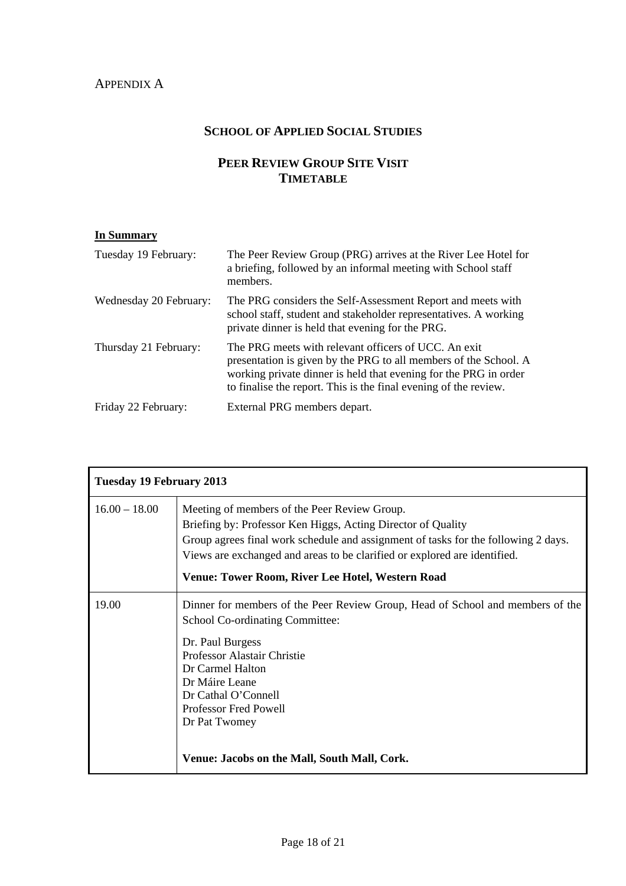APPENDIX A

## SCHOOL OF APPLIED SOCIAL STUDIES

## PEER REVIEW GROUP SITE VISIT TIMETABLE

**In Summary**

| | |
|---|---|
| Tuesday 19 February: | The Peer Review Group (PRG) arrives at the River Lee Hotel for a briefing, followed by an informal meeting with School staff members. |
| Wednesday 20 February: | The PRG considers the Self-Assessment Report and meets with school staff, student and stakeholder representatives. A working private dinner is held that evening for the PRG. |
| Thursday 21 February: | The PRG meets with relevant officers of UCC. An exit presentation is given by the PRG to all members of the School. A working private dinner is held that evening for the PRG in order to finalise the report. This is the final evening of the review. |
| Friday 22 February: | External PRG members depart. |

| **Tuesday 19 February 2013** | |
|---|---|
| 16.00 – 18.00 | Meeting of members of the Peer Review Group.<br>Briefing by: Professor Ken Higgs, Acting Director of Quality<br>Group agrees final work schedule and assignment of tasks for the following 2 days.<br>Views are exchanged and areas to be clarified or explored are identified.<br>**Venue: Tower Room, River Lee Hotel, Western Road** |
| 19.00 | Dinner for members of the Peer Review Group, Head of School and members of the School Co-ordinating Committee:<br>Dr. Paul Burgess<br>Professor Alastair Christie<br>Dr Carmel Halton<br>Dr Máire Leane<br>Dr Cathal O'Connell<br>Professor Fred Powell<br>Dr Pat Twomey<br>**Venue: Jacobs on the Mall, South Mall, Cork.** |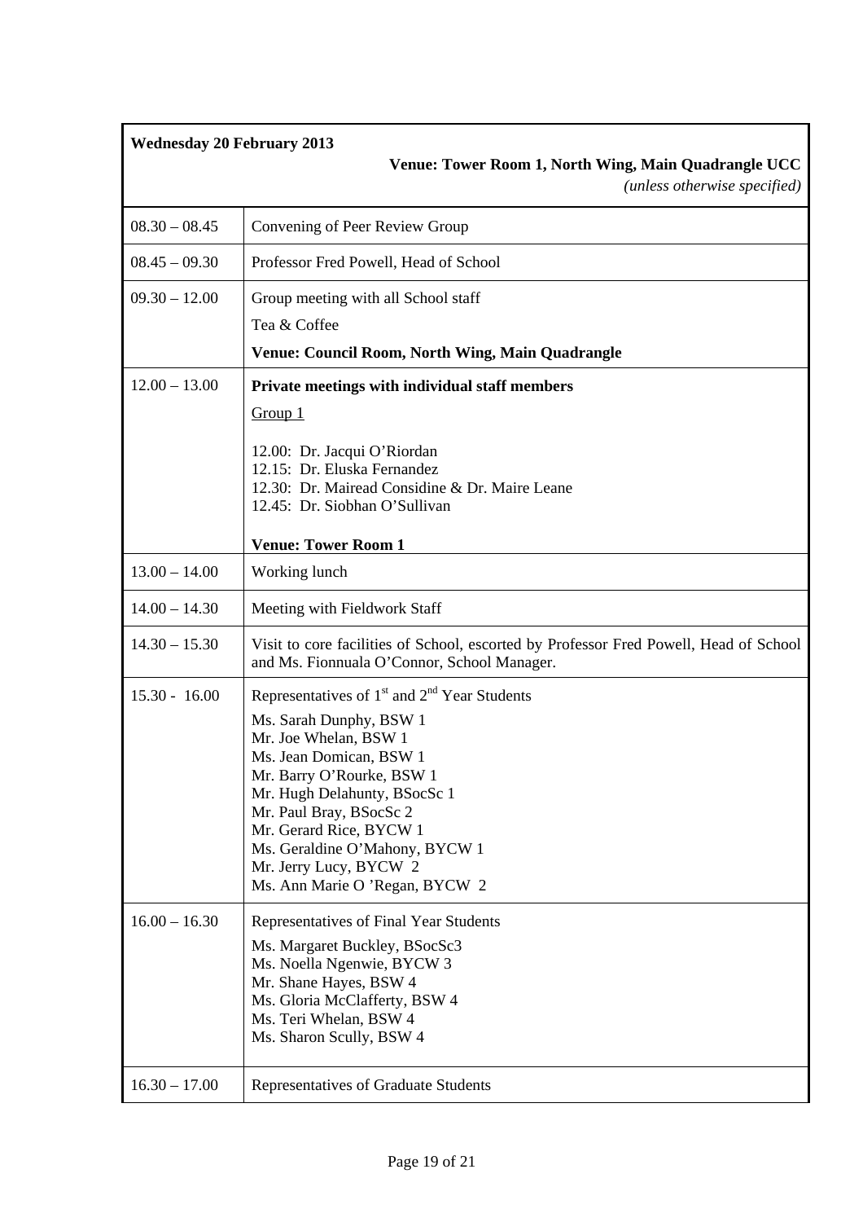| **Wednesday 20 February 2013** | **Venue: Tower Room 1, North Wing, Main Quadrangle UCC** *(unless otherwise specified)* |
|---|---|
| 08.30 – 08.45 | Convening of Peer Review Group |
| 08.45 – 09.30 | Professor Fred Powell, Head of School |
| 09.30 – 12.00 | Group meeting with all School staff<br>Tea & Coffee<br>**Venue: Council Room, North Wing, Main Quadrangle** |
| 12.00 – 13.00 | **Private meetings with individual staff members**<br>Group 1<br>12.00: Dr. Jacqui O'Riordan<br>12.15: Dr. Eluska Fernandez<br>12.30: Dr. Mairead Considine & Dr. Maire Leane<br>12.45: Dr. Siobhan O'Sullivan<br>**Venue: Tower Room 1** |
| 13.00 – 14.00 | Working lunch |
| 14.00 – 14.30 | Meeting with Fieldwork Staff |
| 14.30 – 15.30 | Visit to core facilities of School, escorted by Professor Fred Powell, Head of School and Ms. Fionnuala O'Connor, School Manager. |
| 15.30 - 16.00 | Representatives of 1st and 2nd Year Students<br>Ms. Sarah Dunphy, BSW 1<br>Mr. Joe Whelan, BSW 1<br>Ms. Jean Domican, BSW 1<br>Mr. Barry O'Rourke, BSW 1<br>Mr. Hugh Delahunty, BSocSc 1<br>Mr. Paul Bray, BSocSc 2<br>Mr. Gerard Rice, BYCW 1<br>Ms. Geraldine O'Mahony, BYCW 1<br>Mr. Jerry Lucy, BYCW 2<br>Ms. Ann Marie O 'Regan, BYCW 2 |
| 16.00 – 16.30 | Representatives of Final Year Students<br>Ms. Margaret Buckley, BSocSc3<br>Ms. Noella Ngenwie, BYCW 3<br>Mr. Shane Hayes, BSW 4<br>Ms. Gloria McClafferty, BSW 4<br>Ms. Teri Whelan, BSW 4<br>Ms. Sharon Scully, BSW 4 |
| 16.30 – 17.00 | Representatives of Graduate Students |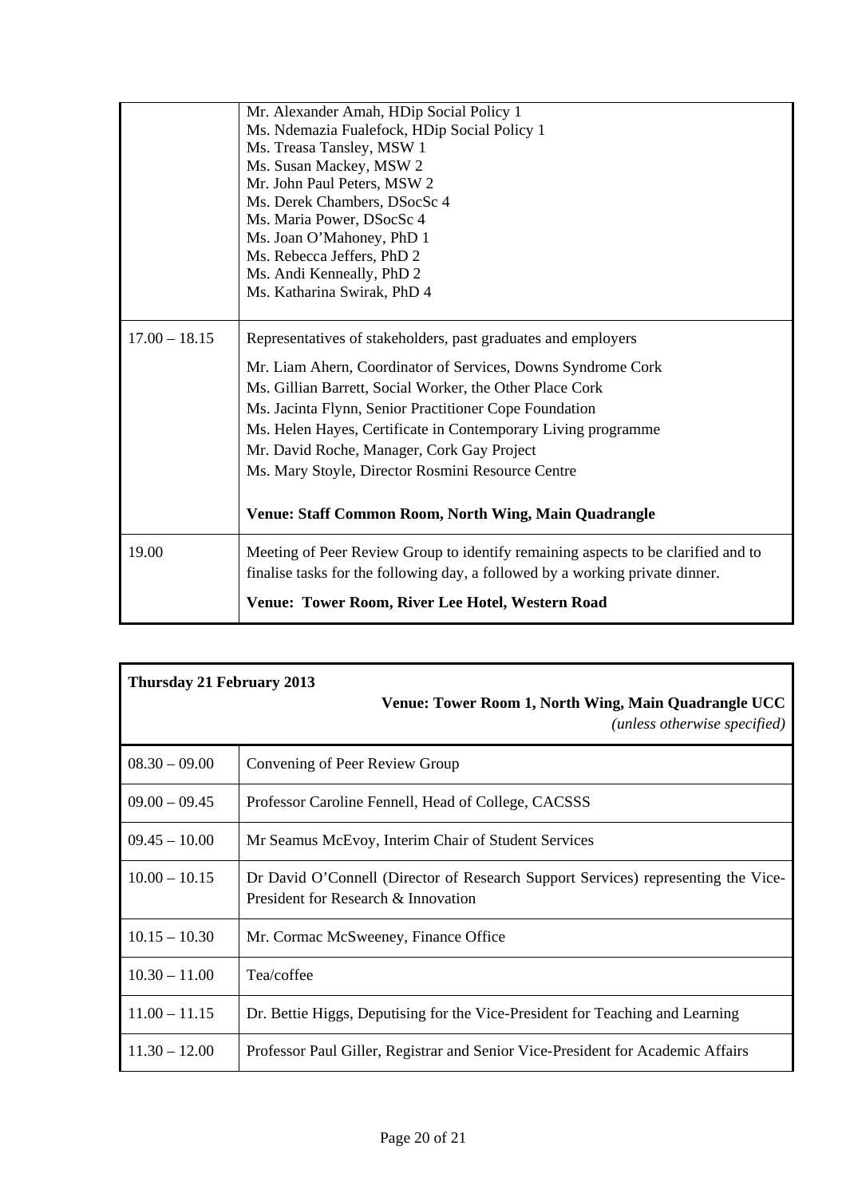| | |
|---|---|
| | Mr. Alexander Amah, HDip Social Policy 1<br>Ms. Ndemazia Fualefock, HDip Social Policy 1<br>Ms. Treasa Tansley, MSW 1<br>Ms. Susan Mackey, MSW 2<br>Mr. John Paul Peters, MSW 2<br>Ms. Derek Chambers, DSocSc 4<br>Ms. Maria Power, DSocSc 4<br>Ms. Joan O'Mahoney, PhD 1<br>Ms. Rebecca Jeffers, PhD 2<br>Ms. Andi Kenneally, PhD 2<br>Ms. Katharina Swirak, PhD 4 |
| 17.00 – 18.15 | Representatives of stakeholders, past graduates and employers<br><br>Mr. Liam Ahern, Coordinator of Services, Downs Syndrome Cork<br>Ms. Gillian Barrett, Social Worker, the Other Place Cork<br>Ms. Jacinta Flynn, Senior Practitioner Cope Foundation<br>Ms. Helen Hayes, Certificate in Contemporary Living programme<br>Mr. David Roche, Manager, Cork Gay Project<br>Ms. Mary Stoyle, Director Rosmini Resource Centre<br><br>**Venue: Staff Common Room, North Wing, Main Quadrangle** |
| 19.00 | Meeting of Peer Review Group to identify remaining aspects to be clarified and to finalise tasks for the following day, a followed by a working private dinner.<br><br>**Venue: Tower Room, River Lee Hotel, Western Road** |

| **Thursday 21 February 2013** | **Venue: Tower Room 1, North Wing, Main Quadrangle UCC** *(unless otherwise specified)* |
|---|---|
| 08.30 – 09.00 | Convening of Peer Review Group |
| 09.00 – 09.45 | Professor Caroline Fennell, Head of College, CACSSS |
| 09.45 – 10.00 | Mr Seamus McEvoy, Interim Chair of Student Services |
| 10.00 – 10.15 | Dr David O'Connell (Director of Research Support Services) representing the Vice-President for Research & Innovation |
| 10.15 – 10.30 | Mr. Cormac McSweeney, Finance Office |
| 10.30 – 11.00 | Tea/coffee |
| 11.00 – 11.15 | Dr. Bettie Higgs, Deputising for the Vice-President for Teaching and Learning |
| 11.30 – 12.00 | Professor Paul Giller, Registrar and Senior Vice-President for Academic Affairs |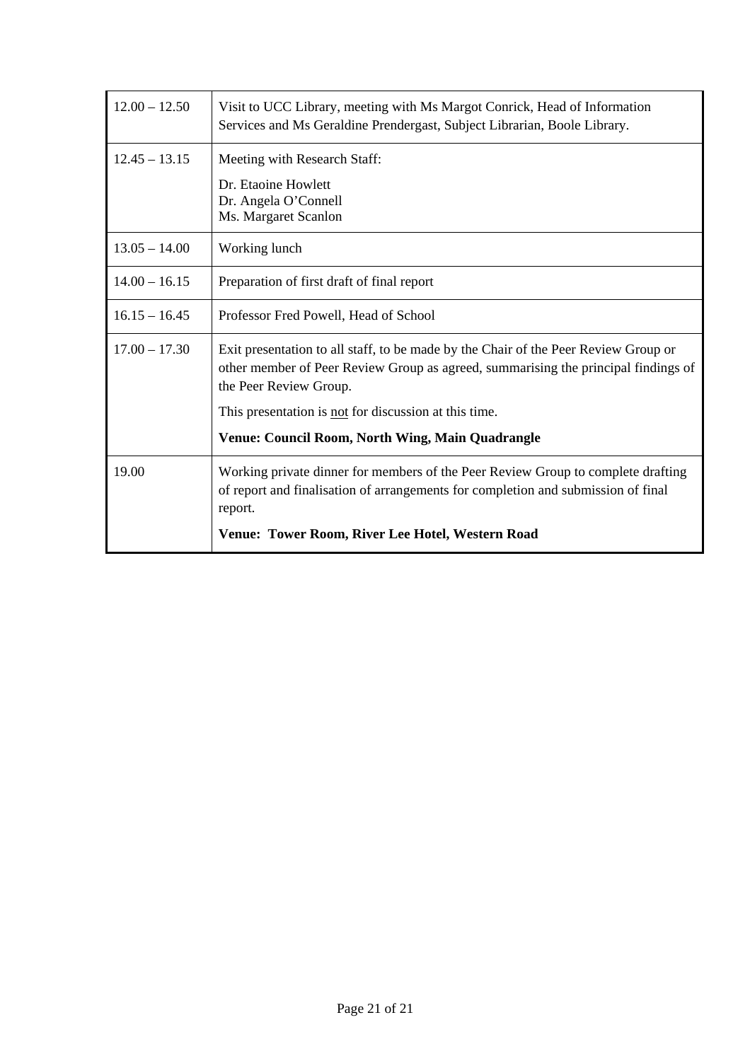| | |
|---|---|
| 12.00 – 12.50 | Visit to UCC Library, meeting with Ms Margot Conrick, Head of Information Services and Ms Geraldine Prendergast, Subject Librarian, Boole Library. |
| 12.45 – 13.15 | Meeting with Research Staff:<br>Dr. Etaoine Howlett<br>Dr. Angela O'Connell<br>Ms. Margaret Scanlon |
| 13.05 – 14.00 | Working lunch |
| 14.00 – 16.15 | Preparation of first draft of final report |
| 16.15 – 16.45 | Professor Fred Powell, Head of School |
| 17.00 – 17.30 | Exit presentation to all staff, to be made by the Chair of the Peer Review Group or other member of Peer Review Group as agreed, summarising the principal findings of the Peer Review Group.<br>This presentation is not for discussion at this time.<br>**Venue: Council Room, North Wing, Main Quadrangle** |
| 19.00 | Working private dinner for members of the Peer Review Group to complete drafting of report and finalisation of arrangements for completion and submission of final report.<br>**Venue: Tower Room, River Lee Hotel, Western Road** |